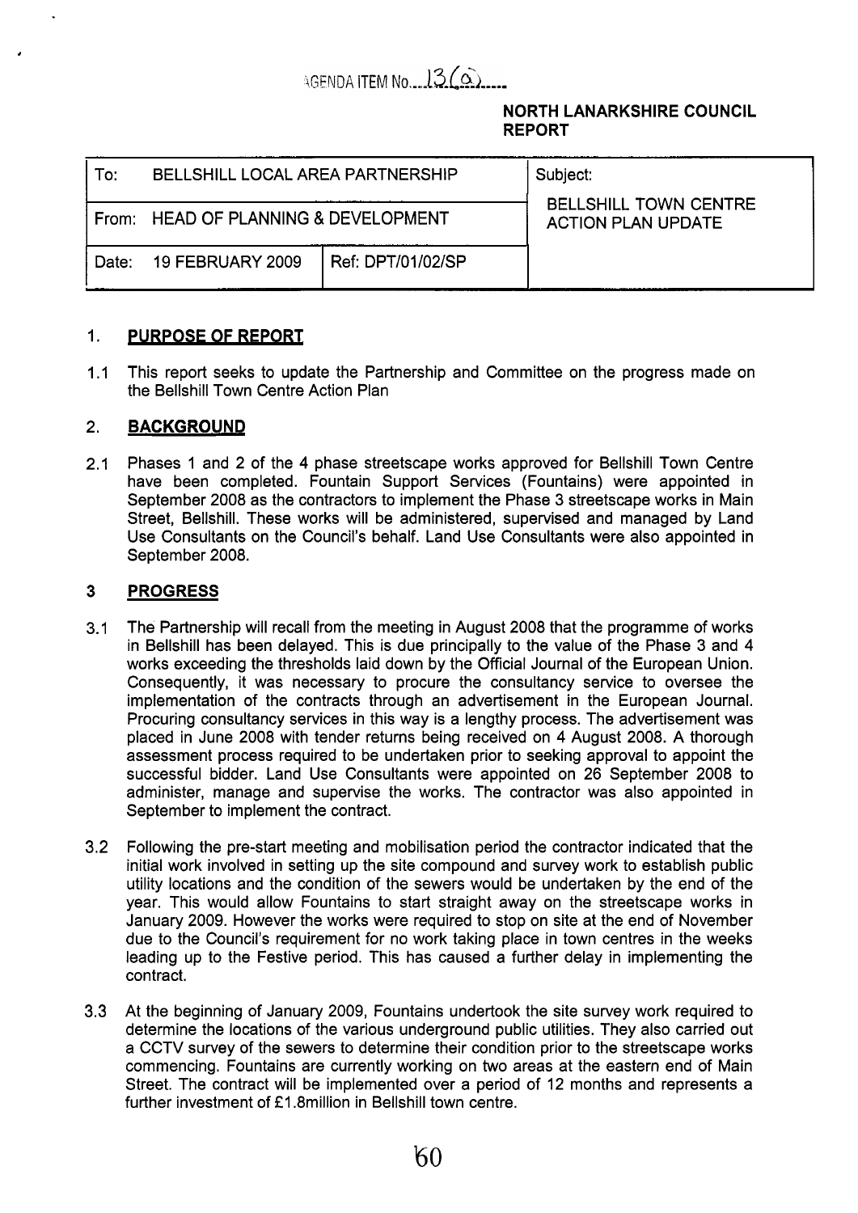AGENDA ITEM No. 13(a)

**NORTH LANARKSHIRE COUNCIL REPORT**

| To: BELLSHILL LOCAL AREA PARTNERSHIP | | Subject: BELLSHILL TOWN CENTRE ACTION PLAN UPDATE |
|---|---|---|
| From: HEAD OF PLANNING & DEVELOPMENT | | |
| Date: 19 FEBRUARY 2009 | Ref: DPT/01/02/SP | |

## 1. PURPOSE OF REPORT

1.1 This report seeks to update the Partnership and Committee on the progress made on the Bellshill Town Centre Action Plan

## 2. BACKGROUND

2.1 Phases 1 and 2 of the 4 phase streetscape works approved for Bellshill Town Centre have been completed. Fountain Support Services (Fountains) were appointed in September 2008 as the contractors to implement the Phase 3 streetscape works in Main Street, Bellshill. These works will be administered, supervised and managed by Land Use Consultants on the Council's behalf. Land Use Consultants were also appointed in September 2008.

## 3 PROGRESS

3.1 The Partnership will recall from the meeting in August 2008 that the programme of works in Bellshill has been delayed. This is due principally to the value of the Phase 3 and 4 works exceeding the thresholds laid down by the Official Journal of the European Union. Consequently, it was necessary to procure the consultancy service to oversee the implementation of the contracts through an advertisement in the European Journal. Procuring consultancy services in this way is a lengthy process. The advertisement was placed in June 2008 with tender returns being received on 4 August 2008. A thorough assessment process required to be undertaken prior to seeking approval to appoint the successful bidder. Land Use Consultants were appointed on 26 September 2008 to administer, manage and supervise the works. The contractor was also appointed in September to implement the contract.

3.2 Following the pre-start meeting and mobilisation period the contractor indicated that the initial work involved in setting up the site compound and survey work to establish public utility locations and the condition of the sewers would be undertaken by the end of the year. This would allow Fountains to start straight away on the streetscape works in January 2009. However the works were required to stop on site at the end of November due to the Council's requirement for no work taking place in town centres in the weeks leading up to the Festive period. This has caused a further delay in implementing the contract.

3.3 At the beginning of January 2009, Fountains undertook the site survey work required to determine the locations of the various underground public utilities. They also carried out a CCTV survey of the sewers to determine their condition prior to the streetscape works commencing. Fountains are currently working on two areas at the eastern end of Main Street. The contract will be implemented over a period of 12 months and represents a further investment of £1.8million in Bellshill town centre.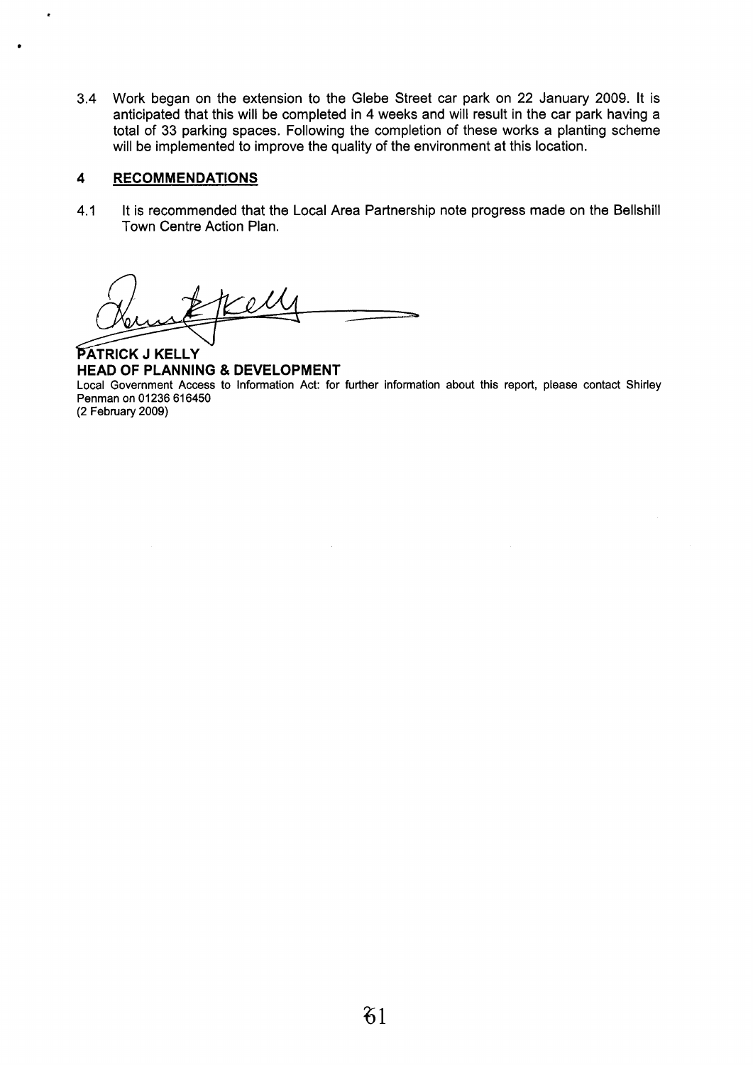3.4 Work began on the extension to the Glebe Street car park on 22 January 2009. It is anticipated that this will be completed in 4 weeks and will result in the car park having a total of 33 parking spaces. Following the completion of these works a planting scheme will be implemented to improve the quality of the environment at this location.

## 4 RECOMMENDATIONS

4.1 It is recommended that the Local Area Partnership note progress made on the Bellshill Town Centre Action Plan.

**PATRICK J KELLY**
**HEAD OF PLANNING & DEVELOPMENT**

Local Government Access to Information Act: for further information about this report, please contact Shirley Penman on 01236 616450
(2 February 2009)